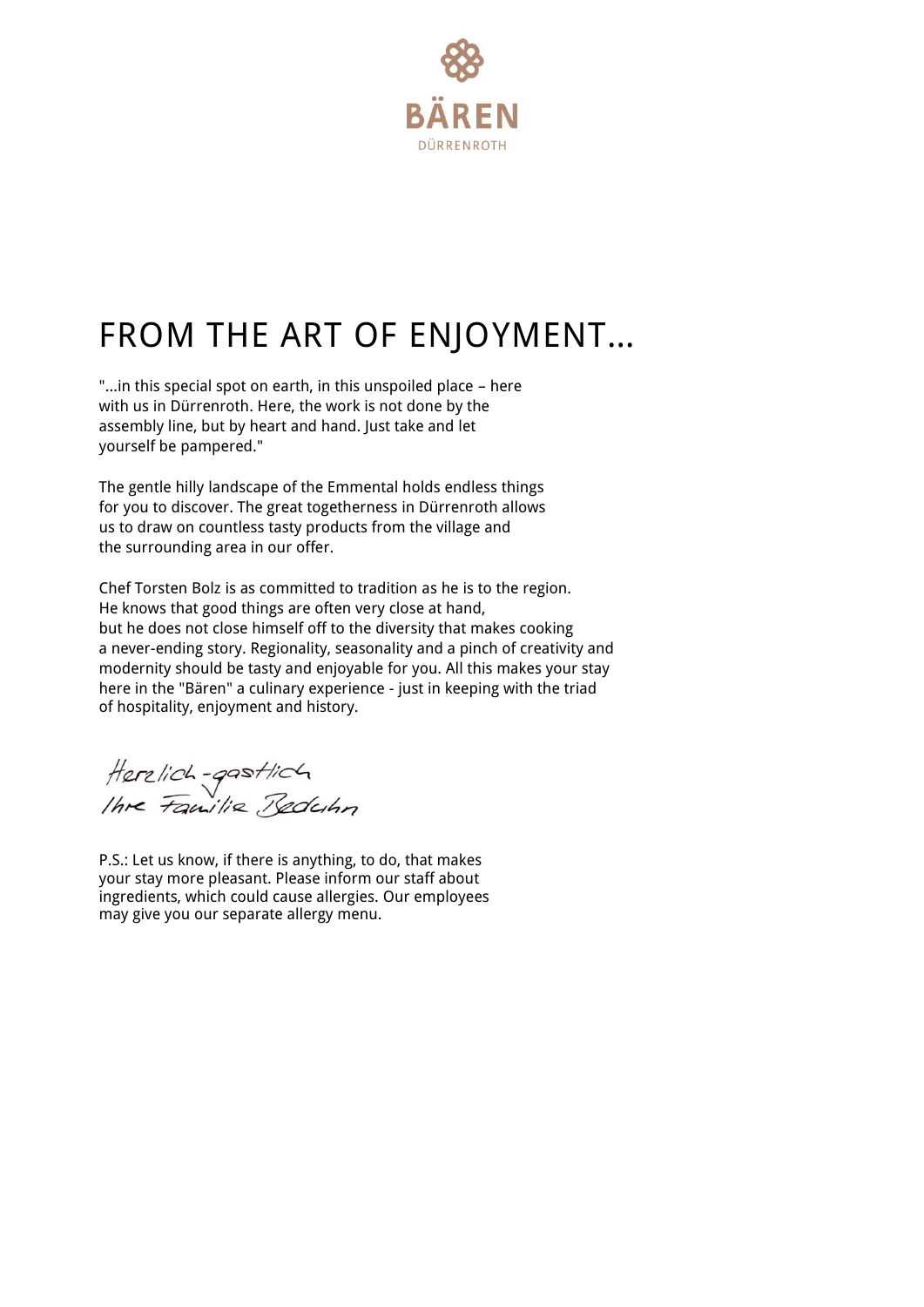BÄREN

DÜRRENROTH

# FROM THE ART OF ENJOYMENT...

"...in this special spot on earth, in this unspoiled place – here with us in Dürrenroth. Here, the work is not done by the assembly line, but by heart and hand. Just take and let yourself be pampered."

The gentle hilly landscape of the Emmental holds endless things for you to discover. The great togetherness in Dürrenroth allows us to draw on countless tasty products from the village and the surrounding area in our offer.

Chef Torsten Bolz is as committed to tradition as he is to the region. He knows that good things are often very close at hand, but he does not close himself off to the diversity that makes cooking a never-ending story. Regionality, seasonality and a pinch of creativity and modernity should be tasty and enjoyable for you. All this makes your stay here in the "Bären" a culinary experience - just in keeping with the triad of hospitality, enjoyment and history.

*Herzlich-gastlich*
*Ihre Familie Bedahn*

P.S.: Let us know, if there is anything, to do, that makes your stay more pleasant. Please inform our staff about ingredients, which could cause allergies. Our employees may give you our separate allergy menu.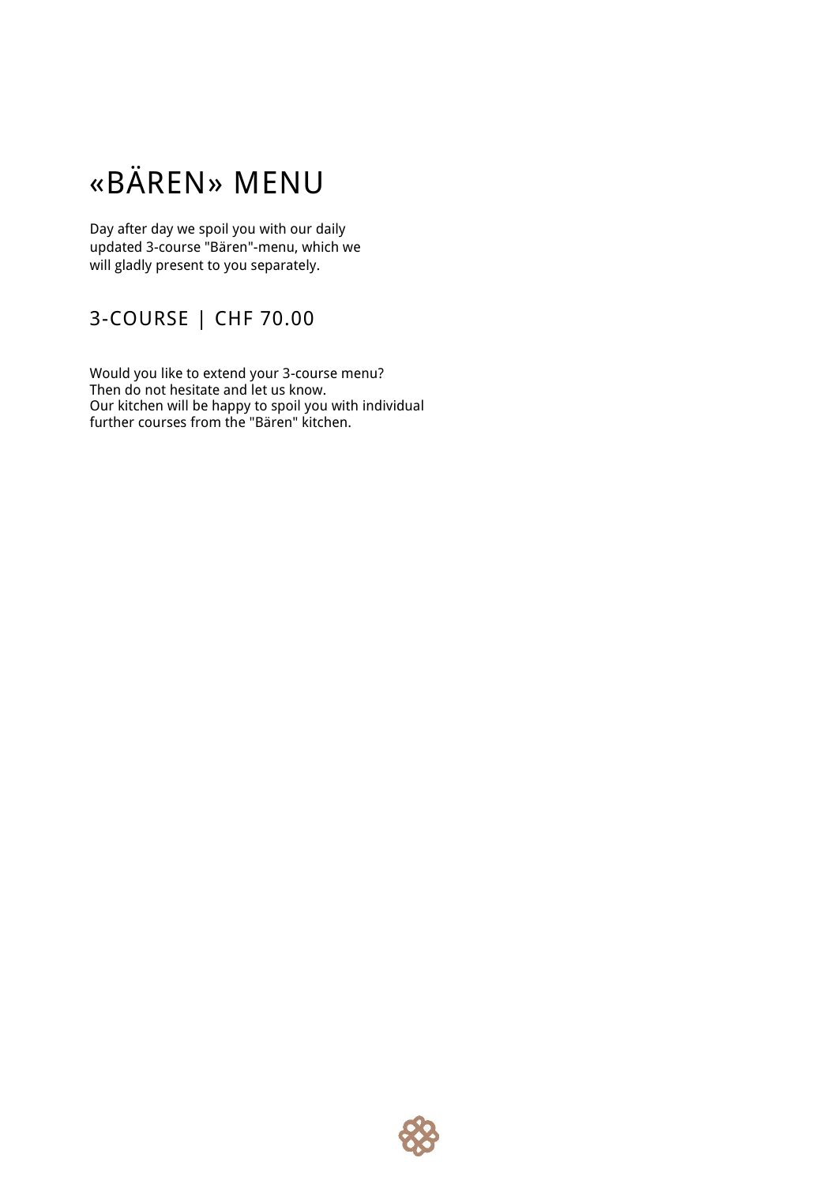# «BÄREN» MENU

Day after day we spoil you with our daily updated 3-course "Bären"-menu, which we will gladly present to you separately.

## 3-COURSE | CHF 70.00

Would you like to extend your 3-course menu?
Then do not hesitate and let us know.
Our kitchen will be happy to spoil you with individual further courses from the "Bären" kitchen.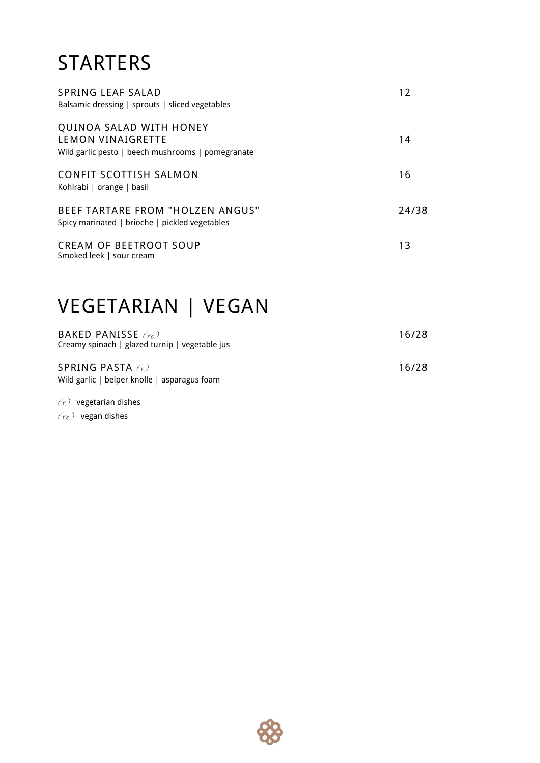# STARTERS

| | |
|---|---|
| SPRING LEAF SALAD<br>Balsamic dressing \| sprouts \| sliced vegetables | 12 |
| QUINOA SALAD WITH HONEY LEMON VINAIGRETTE<br>Wild garlic pesto \| beech mushrooms \| pomegranate | 14 |
| CONFIT SCOTTISH SALMON<br>Kohlrabi \| orange \| basil | 16 |
| BEEF TARTARE FROM "HOLZEN ANGUS"<br>Spicy marinated \| brioche \| pickled vegetables | 24/38 |
| CREAM OF BEETROOT SOUP<br>Smoked leek \| sour cream | 13 |

# VEGETARIAN | VEGAN

| | |
|---|---|
| BAKED PANISSE *(ve)*<br>Creamy spinach \| glazed turnip \| vegetable jus | 16/28 |
| SPRING PASTA *(v)*<br>Wild garlic \| belper knolle \| asparagus foam | 16/28 |

*(v)* vegetarian dishes

*(ve)* vegan dishes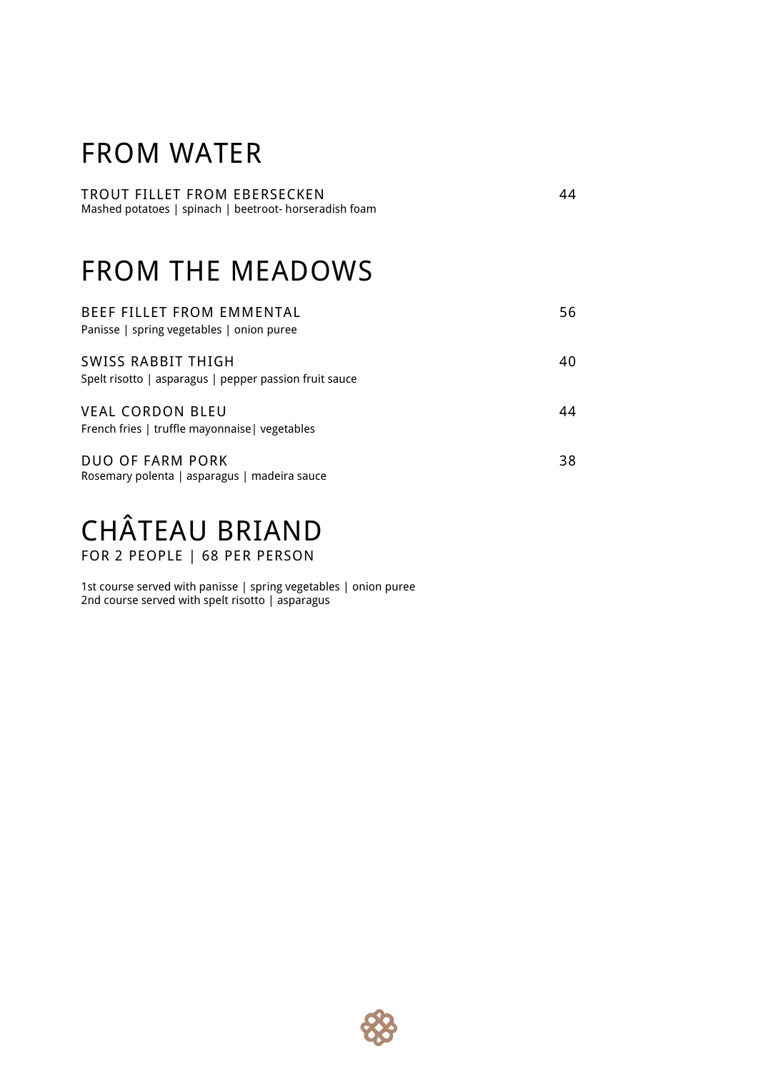# FROM WATER

TROUT FILLET FROM EBERSECKEN 44
Mashed potatoes | spinach | beetroot- horseradish foam

# FROM THE MEADOWS

BEEF FILLET FROM EMMENTAL 56
Panisse | spring vegetables | onion puree

SWISS RABBIT THIGH 40
Spelt risotto | asparagus | pepper passion fruit sauce

VEAL CORDON BLEU 44
French fries | truffle mayonnaise| vegetables

DUO OF FARM PORK 38
Rosemary polenta | asparagus | madeira sauce

# CHÂTEAU BRIAND

FOR 2 PEOPLE | 68 PER PERSON

1st course served with panisse | spring vegetables | onion puree
2nd course served with spelt risotto | asparagus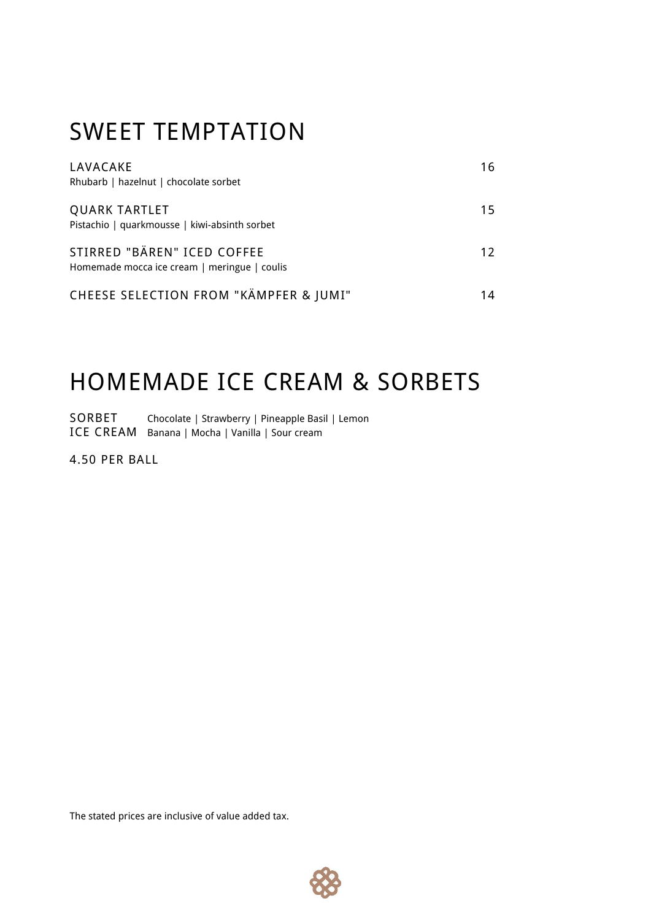# SWEET TEMPTATION

**LAVACAKE** 16
Rhubarb | hazelnut | chocolate sorbet

**QUARK TARTLET** 15
Pistachio | quarkmousse | kiwi-absinth sorbet

**STIRRED "BÄREN" ICED COFFEE** 12
Homemade mocca ice cream | meringue | coulis

**CHEESE SELECTION FROM "KÄMPFER & JUMI"** 14

# HOMEMADE ICE CREAM & SORBETS

**SORBET** Chocolate | Strawberry | Pineapple Basil | Lemon
**ICE CREAM** Banana | Mocha | Vanilla | Sour cream

4.50 PER BALL

The stated prices are inclusive of value added tax.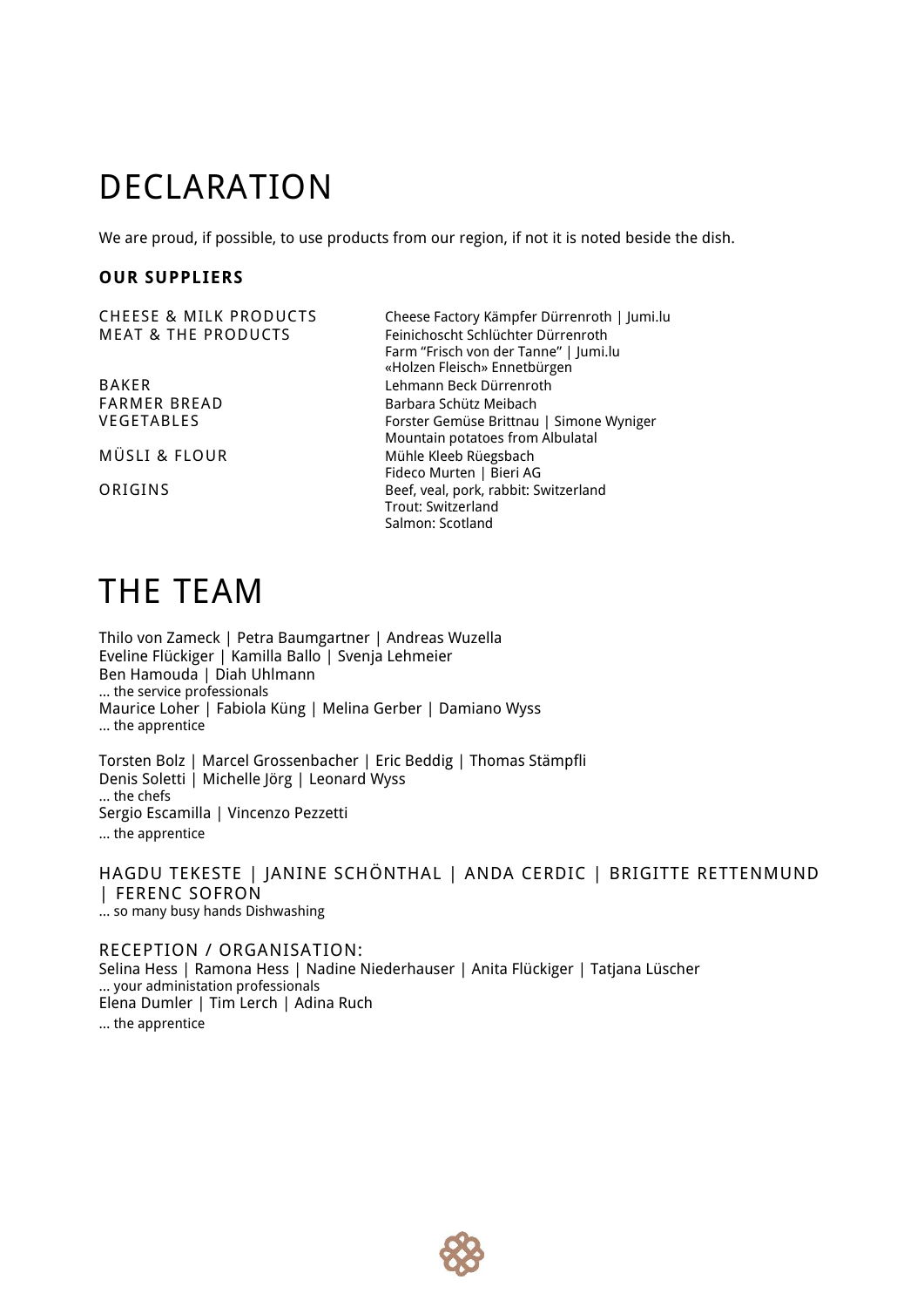# DECLARATION

We are proud, if possible, to use products from our region, if not it is noted beside the dish.

**OUR SUPPLIERS**

| | |
|---|---|
| CHEESE & MILK PRODUCTS | Cheese Factory Kämpfer Dürrenroth \| Jumi.lu |
| MEAT & THE PRODUCTS | Feinichoscht Schlüchter Dürrenroth<br>Farm "Frisch von der Tanne" \| Jumi.lu<br>«Holzen Fleisch» Ennetbürgen |
| BAKER | Lehmann Beck Dürrenroth |
| FARMER BREAD | Barbara Schütz Meibach |
| VEGETABLES | Forster Gemüse Brittnau \| Simone Wyniger<br>Mountain potatoes from Albulatal |
| MÜSLI & FLOUR | Mühle Kleeb Rüegsbach<br>Fideco Murten \| Bieri AG |
| ORIGINS | Beef, veal, pork, rabbit: Switzerland<br>Trout: Switzerland<br>Salmon: Scotland |

# THE TEAM

Thilo von Zameck | Petra Baumgartner | Andreas Wuzella
Eveline Flückiger | Kamilla Ballo | Svenja Lehmeier
Ben Hamouda | Diah Uhlmann
... the service professionals
Maurice Loher | Fabiola Küng | Melina Gerber | Damiano Wyss
... the apprentice

Torsten Bolz | Marcel Grossenbacher | Eric Beddig | Thomas Stämpfli
Denis Soletti | Michelle Jörg | Leonard Wyss
... the chefs
Sergio Escamilla | Vincenzo Pezzetti
... the apprentice

HAGDU TEKESTE | JANINE SCHÖNTHAL | ANDA CERDIC | BRIGITTE RETTENMUND | FERENC SOFRON
... so many busy hands Dishwashing

RECEPTION / ORGANISATION:
Selina Hess | Ramona Hess | Nadine Niederhauser | Anita Flückiger | Tatjana Lüscher
... your administation professionals
Elena Dumler | Tim Lerch | Adina Ruch
... the apprentice